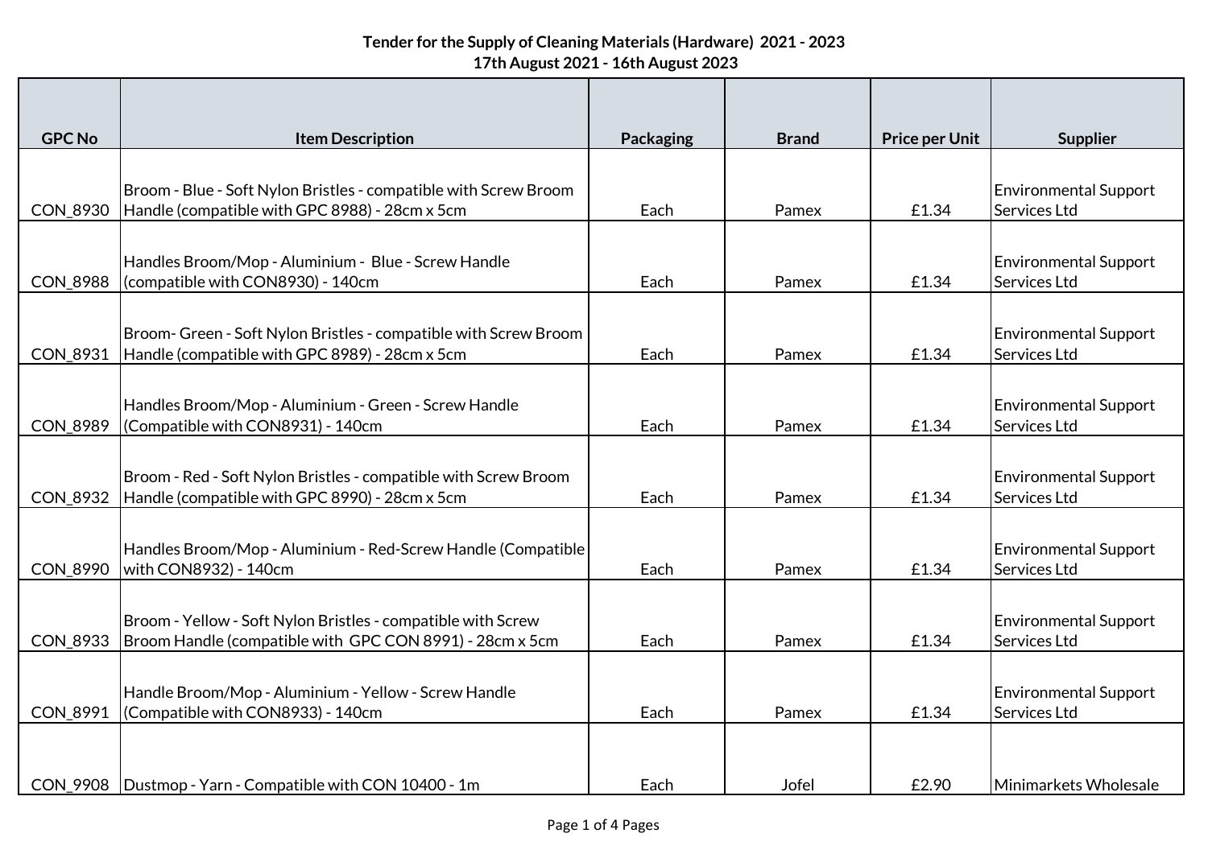**Tender for the Supply of Cleaning Materials (Hardware) 2021 - 2023**
**17th August 2021 - 16th August 2023**

| GPC No | Item Description | Packaging | Brand | Price per Unit | Supplier |
|---|---|---|---|---|---|
| CON_8930 | Broom - Blue - Soft Nylon Bristles - compatible with Screw Broom Handle (compatible with GPC 8988) - 28cm x 5cm | Each | Pamex | £1.34 | Environmental Support Services Ltd |
| CON_8988 | Handles Broom/Mop - Aluminium - Blue - Screw Handle (compatible with CON8930) - 140cm | Each | Pamex | £1.34 | Environmental Support Services Ltd |
| CON_8931 | Broom- Green - Soft Nylon Bristles - compatible with Screw Broom Handle (compatible with GPC 8989) - 28cm x 5cm | Each | Pamex | £1.34 | Environmental Support Services Ltd |
| CON_8989 | Handles Broom/Mop - Aluminium - Green - Screw Handle (Compatible with CON8931) - 140cm | Each | Pamex | £1.34 | Environmental Support Services Ltd |
| CON_8932 | Broom - Red - Soft Nylon Bristles - compatible with Screw Broom Handle (compatible with GPC 8990) - 28cm x 5cm | Each | Pamex | £1.34 | Environmental Support Services Ltd |
| CON_8990 | Handles Broom/Mop - Aluminium - Red-Screw Handle (Compatible with CON8932) - 140cm | Each | Pamex | £1.34 | Environmental Support Services Ltd |
| CON_8933 | Broom - Yellow - Soft Nylon Bristles - compatible with Screw Broom Handle (compatible with GPC CON 8991) - 28cm x 5cm | Each | Pamex | £1.34 | Environmental Support Services Ltd |
| CON_8991 | Handle Broom/Mop - Aluminium - Yellow - Screw Handle (Compatible with CON8933) - 140cm | Each | Pamex | £1.34 | Environmental Support Services Ltd |
| CON_9908 | Dustmop - Yarn - Compatible with CON 10400 - 1m | Each | Jofel | £2.90 | Minimarkets Wholesale |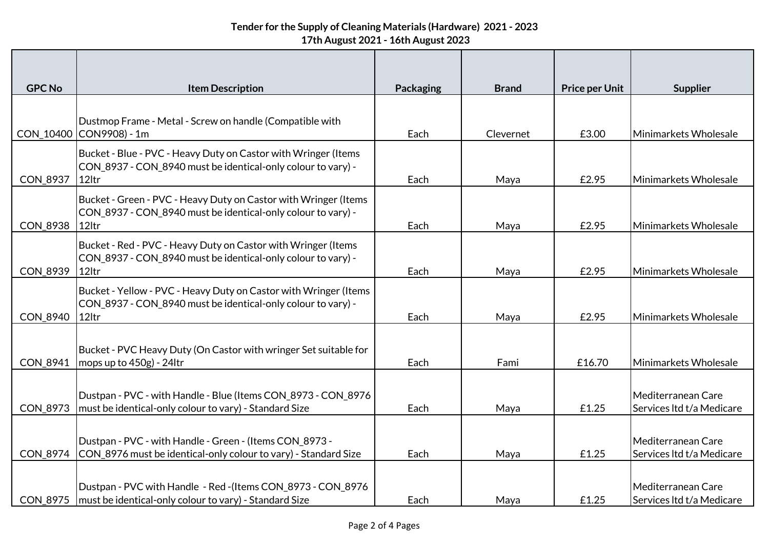**Tender for the Supply of Cleaning Materials (Hardware) 2021 - 2023**
**17th August 2021 - 16th August 2023**

| GPC No | Item Description | Packaging | Brand | Price per Unit | Supplier |
|---|---|---|---|---|---|
| CON_10400 | Dustmop Frame - Metal - Screw on handle (Compatible with CON9908) - 1m | Each | Clevernet | £3.00 | Minimarkets Wholesale |
| CON_8937 | Bucket - Blue - PVC - Heavy Duty on Castor with Wringer (Items CON_8937 - CON_8940 must be identical-only colour to vary) - 12ltr | Each | Maya | £2.95 | Minimarkets Wholesale |
| CON_8938 | Bucket - Green - PVC - Heavy Duty on Castor with Wringer (Items CON_8937 - CON_8940 must be identical-only colour to vary) - 12ltr | Each | Maya | £2.95 | Minimarkets Wholesale |
| CON_8939 | Bucket - Red - PVC - Heavy Duty on Castor with Wringer (Items CON_8937 - CON_8940 must be identical-only colour to vary) - 12ltr | Each | Maya | £2.95 | Minimarkets Wholesale |
| CON_8940 | Bucket - Yellow - PVC - Heavy Duty on Castor with Wringer (Items CON_8937 - CON_8940 must be identical-only colour to vary) - 12ltr | Each | Maya | £2.95 | Minimarkets Wholesale |
| CON_8941 | Bucket - PVC Heavy Duty (On Castor with wringer Set suitable for mops up to 450g) - 24ltr | Each | Fami | £16.70 | Minimarkets Wholesale |
| CON_8973 | Dustpan - PVC - with Handle - Blue (Items CON_8973 - CON_8976 must be identical-only colour to vary) - Standard Size | Each | Maya | £1.25 | Mediterranean Care Services ltd t/a Medicare |
| CON_8974 | Dustpan - PVC - with Handle - Green - (Items CON_8973 - CON_8976 must be identical-only colour to vary) - Standard Size | Each | Maya | £1.25 | Mediterranean Care Services ltd t/a Medicare |
| CON_8975 | Dustpan - PVC with Handle - Red -(Items CON_8973 - CON_8976 must be identical-only colour to vary) - Standard Size | Each | Maya | £1.25 | Mediterranean Care Services ltd t/a Medicare |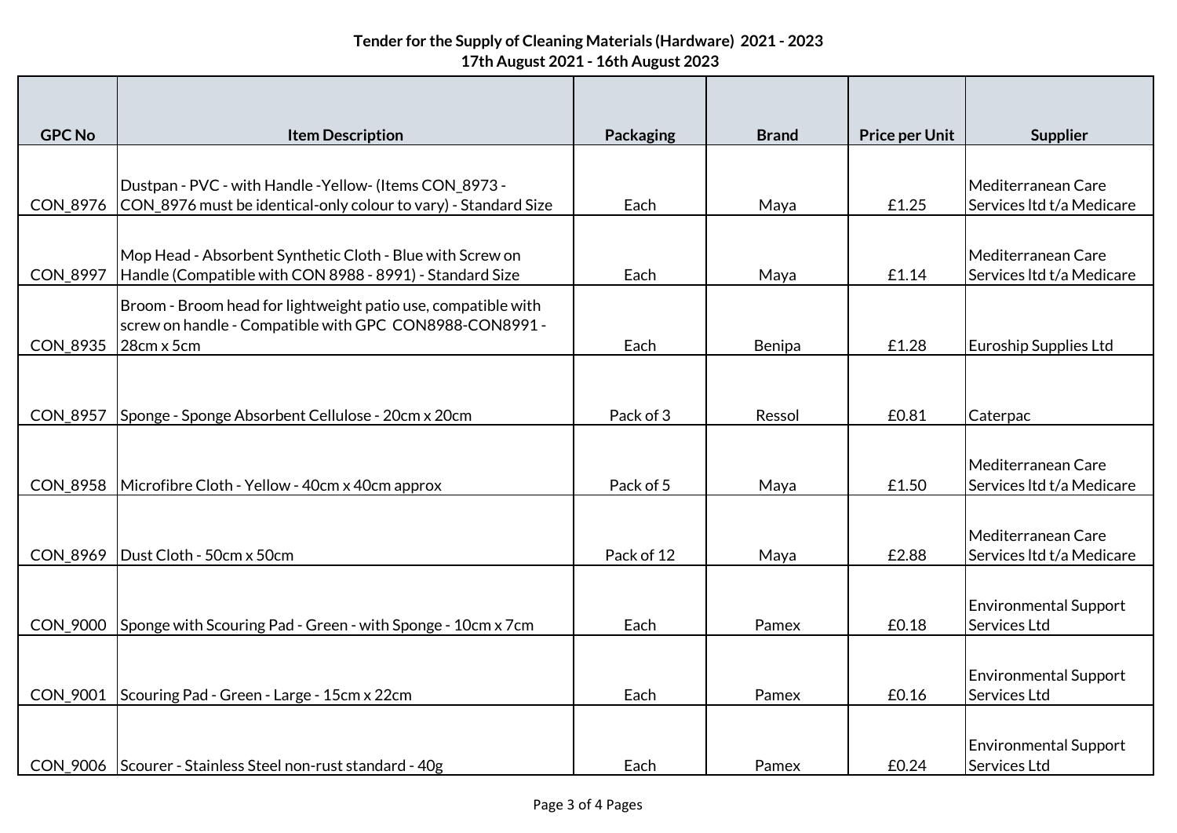**Tender for the Supply of Cleaning Materials (Hardware) 2021 - 2023**
**17th August 2021 - 16th August 2023**

| GPC No | Item Description | Packaging | Brand | Price per Unit | Supplier |
|---|---|---|---|---|---|
| CON_8976 | Dustpan - PVC - with Handle -Yellow- (Items CON_8973 - CON_8976 must be identical-only colour to vary) - Standard Size | Each | Maya | £1.25 | Mediterranean Care Services ltd t/a Medicare |
| CON_8997 | Mop Head - Absorbent Synthetic Cloth - Blue with Screw on Handle (Compatible with CON 8988 - 8991) - Standard Size | Each | Maya | £1.14 | Mediterranean Care Services ltd t/a Medicare |
| CON_8935 | Broom - Broom head for lightweight patio use, compatible with screw on handle - Compatible with GPC CON8988-CON8991 - 28cm x 5cm | Each | Benipa | £1.28 | Euroship Supplies Ltd |
| CON_8957 | Sponge - Sponge Absorbent Cellulose - 20cm x 20cm | Pack of 3 | Ressol | £0.81 | Caterpac |
| CON_8958 | Microfibre Cloth - Yellow - 40cm x 40cm approx | Pack of 5 | Maya | £1.50 | Mediterranean Care Services ltd t/a Medicare |
| CON_8969 | Dust Cloth - 50cm x 50cm | Pack of 12 | Maya | £2.88 | Mediterranean Care Services ltd t/a Medicare |
| CON_9000 | Sponge with Scouring Pad - Green - with Sponge - 10cm x 7cm | Each | Pamex | £0.18 | Environmental Support Services Ltd |
| CON_9001 | Scouring Pad - Green - Large - 15cm x 22cm | Each | Pamex | £0.16 | Environmental Support Services Ltd |
| CON_9006 | Scourer - Stainless Steel non-rust standard - 40g | Each | Pamex | £0.24 | Environmental Support Services Ltd |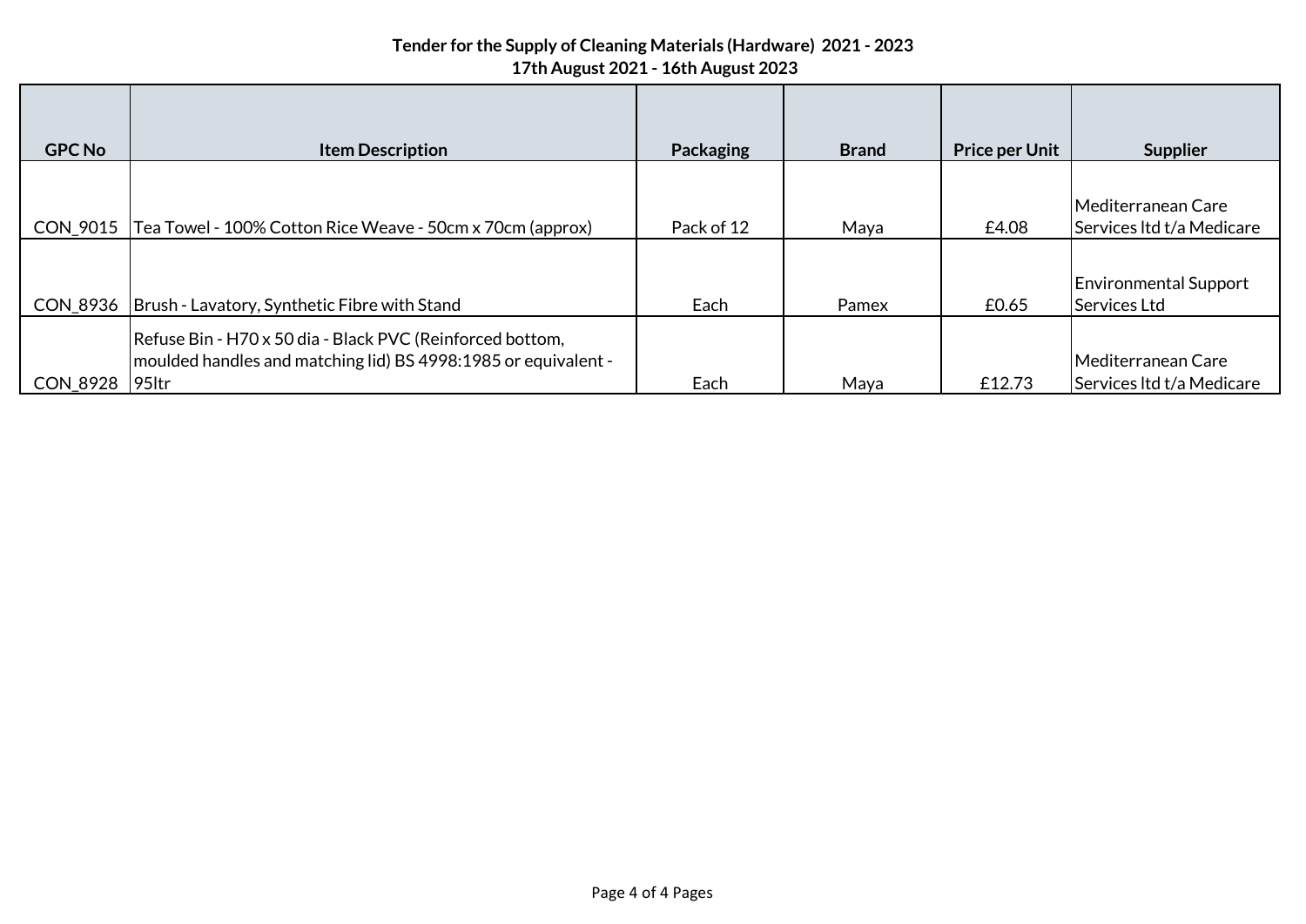**Tender for the Supply of Cleaning Materials (Hardware) 2021 - 2023**
**17th August 2021 - 16th August 2023**

| GPC No | Item Description | Packaging | Brand | Price per Unit | Supplier |
|---|---|---|---|---|---|
| CON_9015 | Tea Towel - 100% Cotton Rice Weave - 50cm x 70cm (approx) | Pack of 12 | Maya | £4.08 | Mediterranean Care Services ltd t/a Medicare |
| CON_8936 | Brush - Lavatory, Synthetic Fibre with Stand | Each | Pamex | £0.65 | Environmental Support Services Ltd |
| CON_8928 | Refuse Bin - H70 x 50 dia - Black PVC (Reinforced bottom, moulded handles and matching lid) BS 4998:1985 or equivalent - 95ltr | Each | Maya | £12.73 | Mediterranean Care Services ltd t/a Medicare |